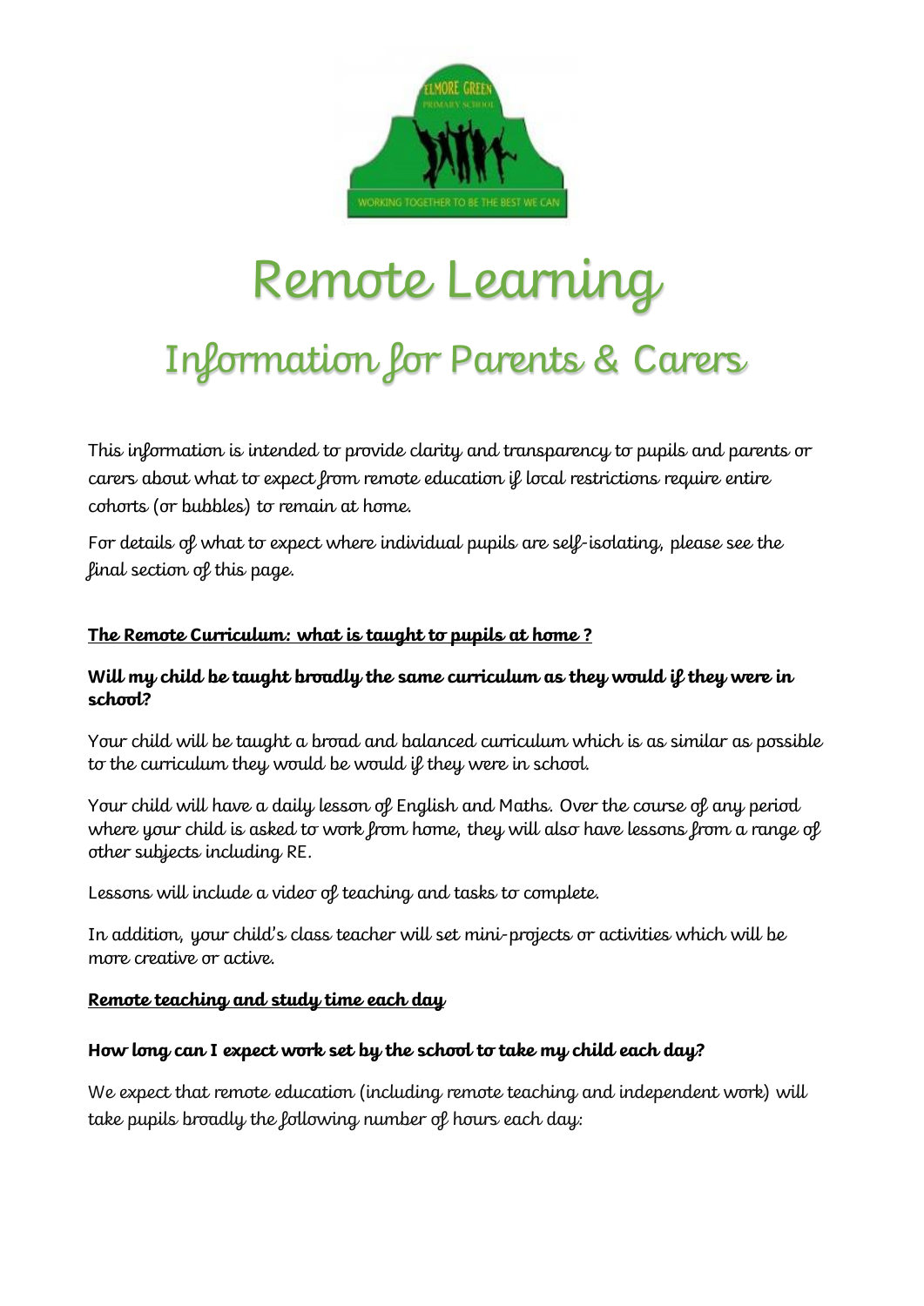# Remote Learning

## Information for Parents & Carers

This information is intended to provide clarity and transparency to pupils and parents or carers about what to expect from remote education if local restrictions require entire cohorts (or bubbles) to remain at home.

For details of what to expect where individual pupils are self-isolating, please see the final section of this page.

### The Remote Curriculum: what is taught to pupils at home ?

**Will my child be taught broadly the same curriculum as they would if they were in school?**

Your child will be taught a broad and balanced curriculum which is as similar as possible to the curriculum they would be would if they were in school.

Your child will have a daily lesson of English and Maths. Over the course of any period where your child is asked to work from home, they will also have lessons from a range of other subjects including RE.

Lessons will include a video of teaching and tasks to complete.

In addition, your child's class teacher will set mini-projects or activities which will be more creative or active.

### Remote teaching and study time each day

**How long can I expect work set by the school to take my child each day?**

We expect that remote education (including remote teaching and independent work) will take pupils broadly the following number of hours each day: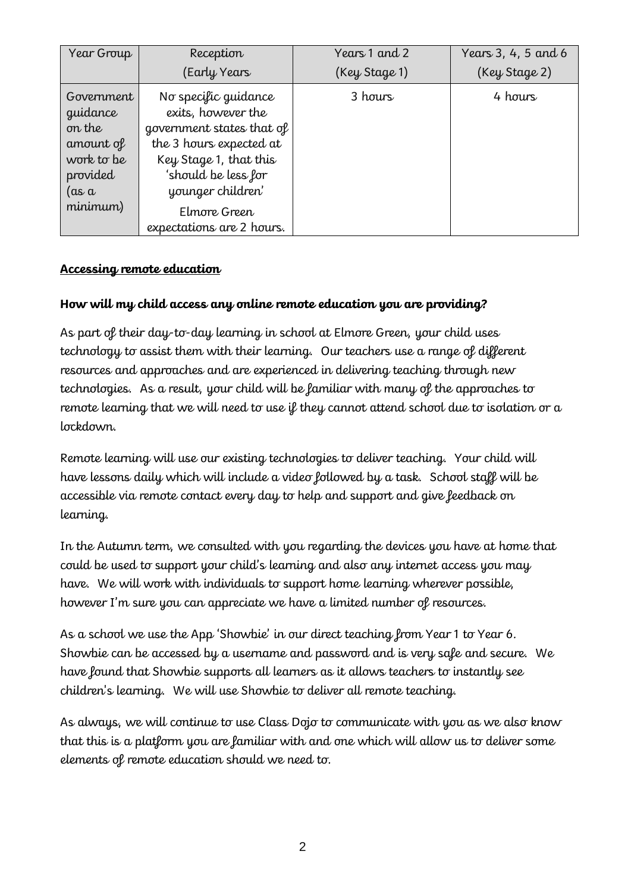| Year Group | Reception (Early Years | Years 1 and 2 (Key Stage 1) | Years 3, 4, 5 and 6 (Key Stage 2) |
| --- | --- | --- | --- |
| Government guidance on the amount of work to be provided (as a minimum) | No specific guidance exits, however the government states that of the 3 hours expected at Key Stage 1, that this 'should be less for younger children' Elmore Green expectations are 2 hours. | 3 hours | 4 hours |

**Accessing remote education**

**How will my child access any online remote education you are providing?**

As part of their day-to-day learning in school at Elmore Green, your child uses technology to assist them with their learning. Our teachers use a range of different resources and approaches and are experienced in delivering teaching through new technologies. As a result, your child will be familiar with many of the approaches to remote learning that we will need to use if they cannot attend school due to isolation or a lockdown.

Remote learning will use our existing technologies to deliver teaching. Your child will have lessons daily which will include a video followed by a task. School staff will be accessible via remote contact every day to help and support and give feedback on learning.

In the Autumn term, we consulted with you regarding the devices you have at home that could be used to support your child's learning and also any internet access you may have. We will work with individuals to support home learning wherever possible, however I'm sure you can appreciate we have a limited number of resources.

As a school we use the App 'Showbie' in our direct teaching from Year 1 to Year 6. Showbie can be accessed by a username and password and is very safe and secure. We have found that Showbie supports all learners as it allows teachers to instantly see children's learning. We will use Showbie to deliver all remote teaching.

As always, we will continue to use Class Dojo to communicate with you as we also know that this is a platform you are familiar with and one which will allow us to deliver some elements of remote education should we need to.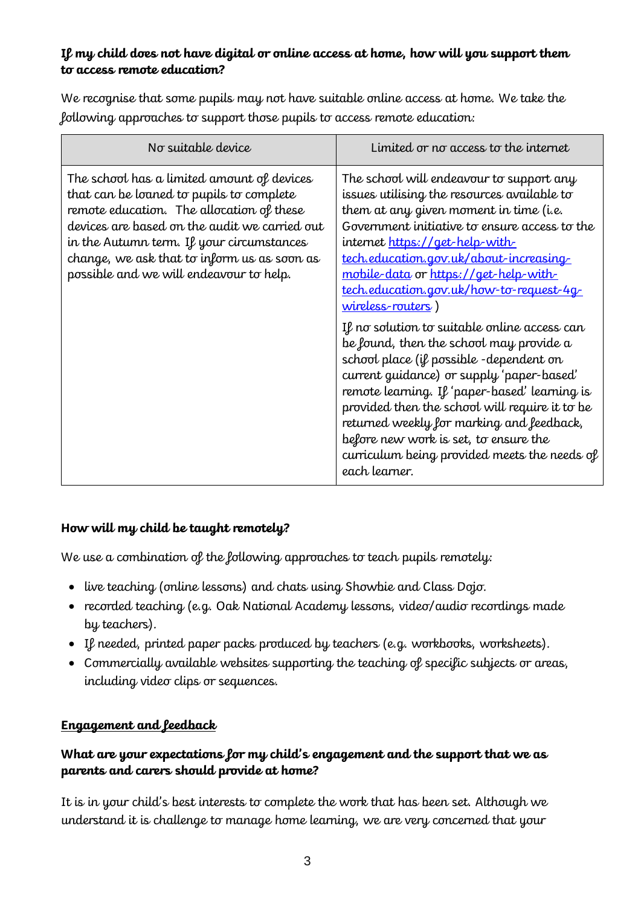**If my child does not have digital or online access at home, how will you support them to access remote education?**

We recognise that some pupils may not have suitable online access at home. We take the following approaches to support those pupils to access remote education:

| No suitable device | Limited or no access to the internet |
| --- | --- |
| The school has a limited amount of devices that can be loaned to pupils to complete remote education. The allocation of these devices are based on the audit we carried out in the Autumn term. If your circumstances change, we ask that to inform us as soon as possible and we will endeavour to help. | The school will endeavour to support any issues utilising the resources available to them at any given moment in time (i.e. Government initiative to ensure access to the internet [https://get-help-with-tech.education.gov.uk/about-increasing-mobile-data](https://get-help-with-tech.education.gov.uk/about-increasing-mobile-data) or [https://get-help-with-tech.education.gov.uk/how-to-request-4g-wireless-routers](https://get-help-with-tech.education.gov.uk/how-to-request-4g-wireless-routers) )<br><br>If no solution to suitable online access can be found, then the school may provide a school place (if possible -dependent on current guidance) or supply 'paper-based' remote learning. If 'paper-based' learning is provided then the school will require it to be returned weekly for marking and feedback, before new work is set, to ensure the curriculum being provided meets the needs of each learner. |

**How will my child be taught remotely?**

We use a combination of the following approaches to teach pupils remotely:

- live teaching (online lessons) and chats using Showbie and Class Dojo.
- recorded teaching (e.g. Oak National Academy lessons, video/audio recordings made by teachers).
- If needed, printed paper packs produced by teachers (e.g. workbooks, worksheets).
- Commercially available websites supporting the teaching of specific subjects or areas, including video clips or sequences.

## **Engagement and feedback**

**What are your expectations for my child's engagement and the support that we as parents and carers should provide at home?**

It is in your child's best interests to complete the work that has been set. Although we understand it is challenge to manage home learning, we are very concerned that your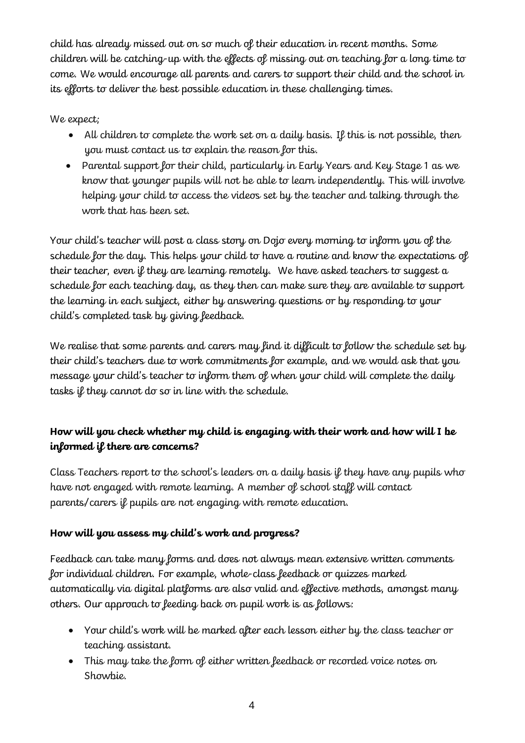child has already missed out on so much of their education in recent months. Some children will be catching-up with the effects of missing out on teaching for a long time to come. We would encourage all parents and carers to support their child and the school in its efforts to deliver the best possible education in these challenging times.

We expect;

- All children to complete the work set on a daily basis. If this is not possible, then you must contact us to explain the reason for this.
- Parental support for their child, particularly in Early Years and Key Stage 1 as we know that younger pupils will not be able to learn independently. This will involve helping your child to access the videos set by the teacher and talking through the work that has been set.

Your child's teacher will post a class story on Dojo every morning to inform you of the schedule for the day. This helps your child to have a routine and know the expectations of their teacher, even if they are learning remotely. We have asked teachers to suggest a schedule for each teaching day, as they then can make sure they are available to support the learning in each subject, either by answering questions or by responding to your child's completed task by giving feedback.

We realise that some parents and carers may find it difficult to follow the schedule set by their child's teachers due to work commitments for example, and we would ask that you message your child's teacher to inform them of when your child will complete the daily tasks if they cannot do so in line with the schedule.

**How will you check whether my child is engaging with their work and how will I be informed if there are concerns?**

Class Teachers report to the school's leaders on a daily basis if they have any pupils who have not engaged with remote learning. A member of school staff will contact parents/carers if pupils are not engaging with remote education.

**How will you assess my child's work and progress?**

Feedback can take many forms and does not always mean extensive written comments for individual children. For example, whole-class feedback or quizzes marked automatically via digital platforms are also valid and effective methods, amongst many others. Our approach to feeding back on pupil work is as follows:

- Your child's work will be marked after each lesson either by the class teacher or teaching assistant.
- This may take the form of either written feedback or recorded voice notes on Showbie.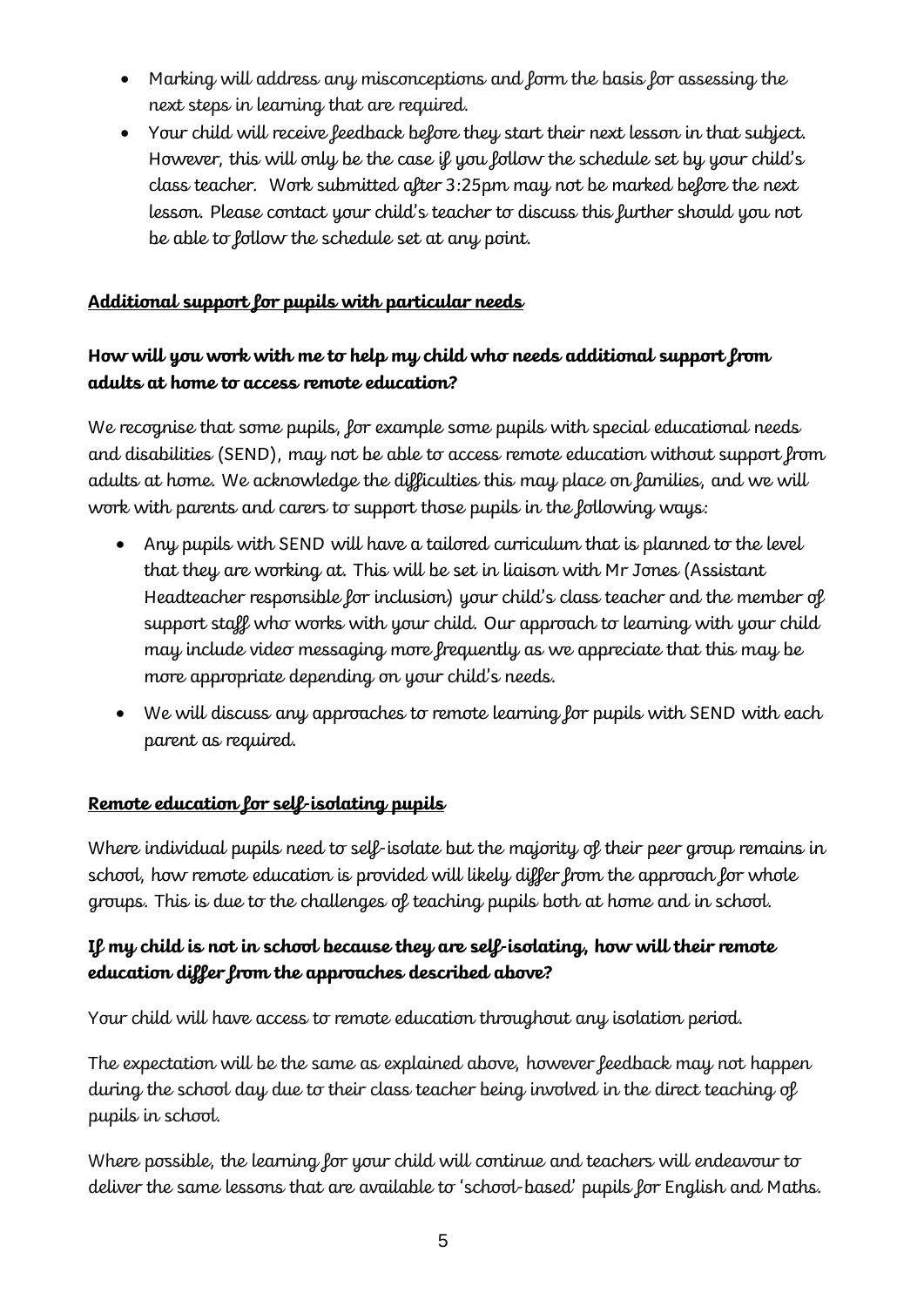- Marking will address any misconceptions and form the basis for assessing the next steps in learning that are required.
- Your child will receive feedback before they start their next lesson in that subject. However, this will only be the case if you follow the schedule set by your child's class teacher. Work submitted after 3:25pm may not be marked before the next lesson. Please contact your child's teacher to discuss this further should you not be able to follow the schedule set at any point.

## Additional support for pupils with particular needs

### How will you work with me to help my child who needs additional support from adults at home to access remote education?

We recognise that some pupils, for example some pupils with special educational needs and disabilities (SEND), may not be able to access remote education without support from adults at home. We acknowledge the difficulties this may place on families, and we will work with parents and carers to support those pupils in the following ways:

- Any pupils with SEND will have a tailored curriculum that is planned to the level that they are working at. This will be set in liaison with Mr Jones (Assistant Headteacher responsible for inclusion) your child's class teacher and the member of support staff who works with your child. Our approach to learning with your child may include video messaging more frequently as we appreciate that this may be more appropriate depending on your child's needs.
- We will discuss any approaches to remote learning for pupils with SEND with each parent as required.

## Remote education for self-isolating pupils

Where individual pupils need to self-isolate but the majority of their peer group remains in school, how remote education is provided will likely differ from the approach for whole groups. This is due to the challenges of teaching pupils both at home and in school.

### If my child is not in school because they are self-isolating, how will their remote education differ from the approaches described above?

Your child will have access to remote education throughout any isolation period.

The expectation will be the same as explained above, however feedback may not happen during the school day due to their class teacher being involved in the direct teaching of pupils in school.

Where possible, the learning for your child will continue and teachers will endeavour to deliver the same lessons that are available to 'school-based' pupils for English and Maths.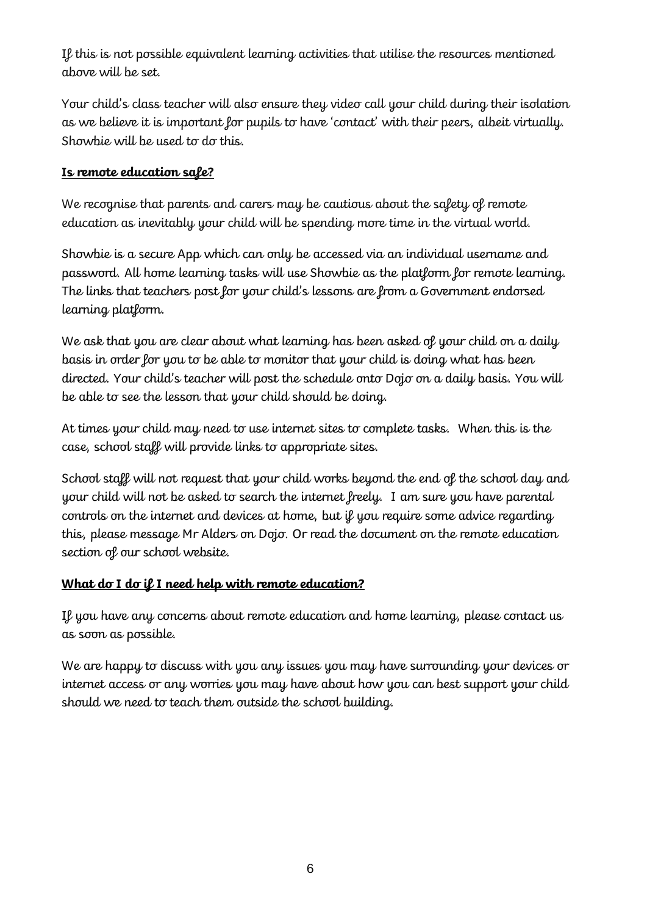If this is not possible equivalent learning activities that utilise the resources mentioned above will be set.

Your child's class teacher will also ensure they video call your child during their isolation as we believe it is important for pupils to have 'contact' with their peers, albeit virtually. Showbie will be used to do this.

**Is remote education safe?**

We recognise that parents and carers may be cautious about the safety of remote education as inevitably your child will be spending more time in the virtual world.

Showbie is a secure App which can only be accessed via an individual username and password. All home learning tasks will use Showbie as the platform for remote learning. The links that teachers post for your child's lessons are from a Government endorsed learning platform.

We ask that you are clear about what learning has been asked of your child on a daily basis in order for you to be able to monitor that your child is doing what has been directed. Your child's teacher will post the schedule onto Dojo on a daily basis. You will be able to see the lesson that your child should be doing.

At times your child may need to use internet sites to complete tasks. When this is the case, school staff will provide links to appropriate sites.

School staff will not request that your child works beyond the end of the school day and your child will not be asked to search the internet freely. I am sure you have parental controls on the internet and devices at home, but if you require some advice regarding this, please message Mr Alders on Dojo. Or read the document on the remote education section of our school website.

**What do I do if I need help with remote education?**

If you have any concerns about remote education and home learning, please contact us as soon as possible.

We are happy to discuss with you any issues you may have surrounding your devices or internet access or any worries you may have about how you can best support your child should we need to teach them outside the school building.